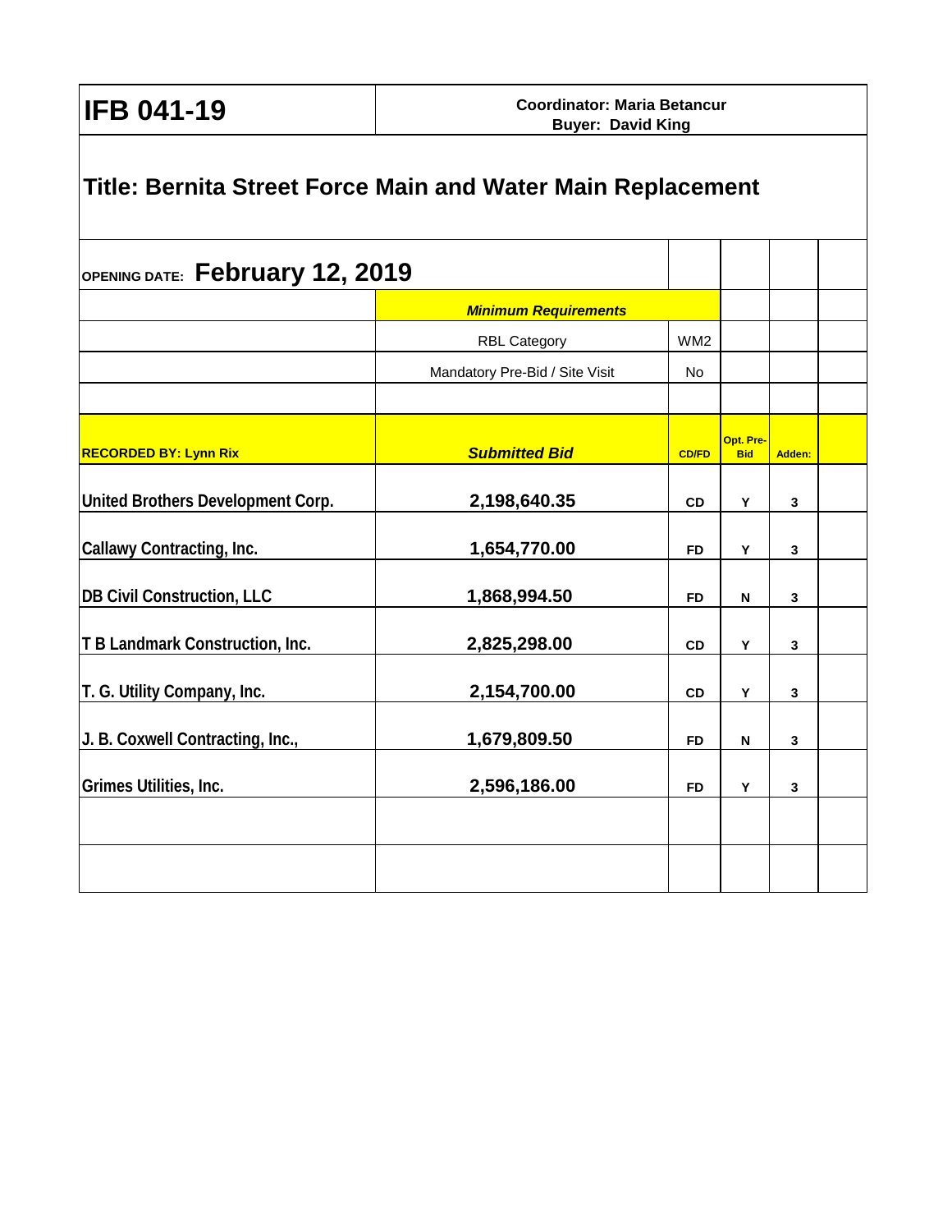# IFB 041-19

**Coordinator: Maria Betancur**
**Buyer: David King**

## Title: Bernita Street Force Main and Water Main Replacement

**OPENING DATE: February 12, 2019**

| | ***Minimum Requirements*** | | | | |
|---|---|---|---|---|---|
| | RBL Category | WM2 | | | |
| | Mandatory Pre-Bid / Site Visit | No | | | |
| | | | | | |
| **RECORDED BY: Lynn Rix** | ***Submitted Bid*** | **CD/FD** | **Opt. Pre-Bid** | **Adden:** | |
| **United Brothers Development Corp.** | **2,198,640.35** | **CD** | **Y** | **3** | |
| **Callawy Contracting, Inc.** | **1,654,770.00** | **FD** | **Y** | **3** | |
| **DB Civil Construction, LLC** | **1,868,994.50** | **FD** | **N** | **3** | |
| **T B Landmark Construction, Inc.** | **2,825,298.00** | **CD** | **Y** | **3** | |
| **T. G. Utility Company, Inc.** | **2,154,700.00** | **CD** | **Y** | **3** | |
| **J. B. Coxwell Contracting, Inc.,** | **1,679,809.50** | **FD** | **N** | **3** | |
| **Grimes Utilities, Inc.** | **2,596,186.00** | **FD** | **Y** | **3** | |
| | | | | | |
| | | | | | |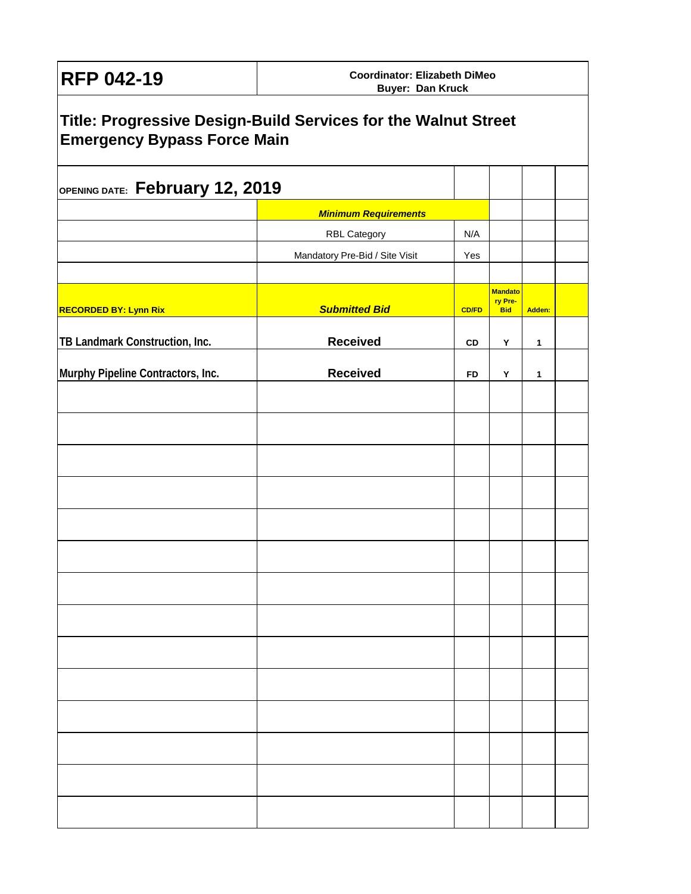# RFP 042-19

**Coordinator: Elizabeth DiMeo**
**Buyer: Dan Kruck**

## Title: Progressive Design-Build Services for the Walnut Street Emergency Bypass Force Main

**OPENING DATE: February 12, 2019**

| | ***Minimum Requirements*** | | | | |
|---|---|---|---|---|---|
| | RBL Category | N/A | | | |
| | Mandatory Pre-Bid / Site Visit | Yes | | | |
| | | | | | |
| **RECORDED BY: Lynn Rix** | ***Submitted Bid*** | **CD/FD** | **Mandatory Pre-Bid** | **Adden:** | |
| **TB Landmark Construction, Inc.** | **Received** | **CD** | **Y** | **1** | |
| **Murphy Pipeline Contractors, Inc.** | **Received** | **FD** | **Y** | **1** | |
| | | | | | |
| | | | | | |
| | | | | | |
| | | | | | |
| | | | | | |
| | | | | | |
| | | | | | |
| | | | | | |
| | | | | | |
| | | | | | |
| | | | | | |
| | | | | | |
| | | | | | |
| | | | | | |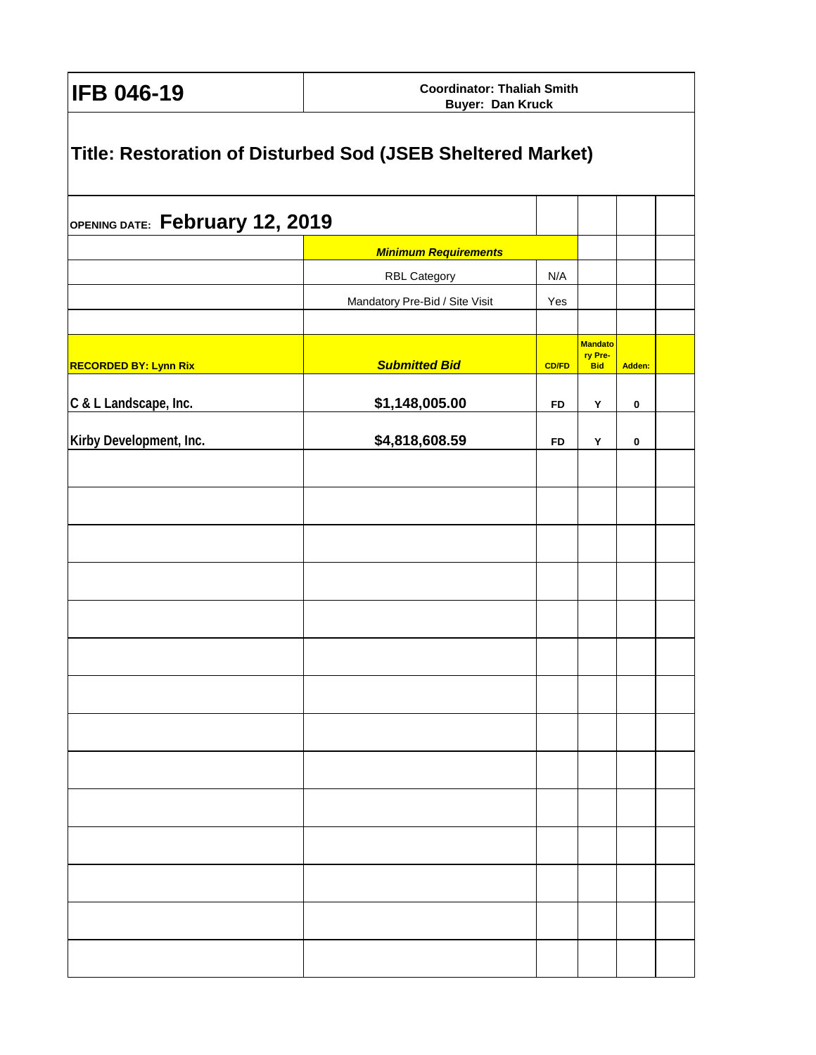# IFB 046-19

**Coordinator: Thaliah Smith**
**Buyer: Dan Kruck**

## Title: Restoration of Disturbed Sod (JSEB Sheltered Market)

**OPENING DATE: February 12, 2019**

| | | | | | |
|---|---|---|---|---|---|
| | ***Minimum Requirements*** | | | | |
| | RBL Category | N/A | | | |
| | Mandatory Pre-Bid / Site Visit | Yes | | | |
| | | | | | |
| **RECORDED BY: Lynn Rix** | ***Submitted Bid*** | **CD/FD** | **Mandatory Pre-Bid** | **Adden:** | |
| **C & L Landscape, Inc.** | **$1,148,005.00** | **FD** | **Y** | **0** | |
| **Kirby Development, Inc.** | **$4,818,608.59** | **FD** | **Y** | **0** | |